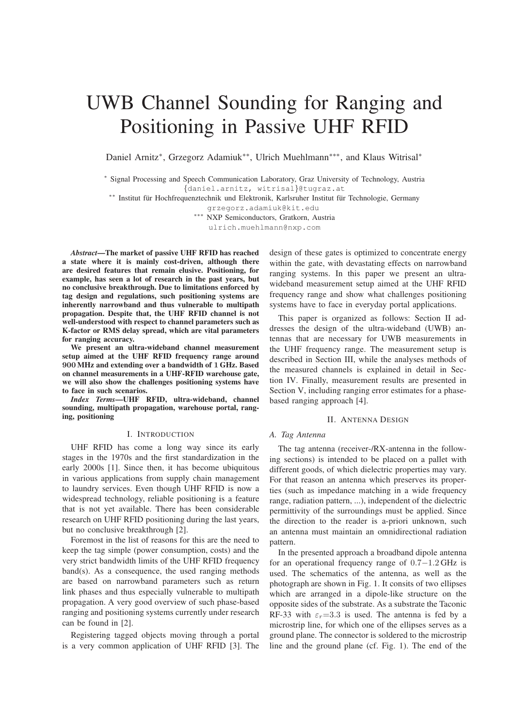# UWB Channel Sounding for Ranging and Positioning in Passive UHF RFID

Daniel Arnitz*, Grzegorz Adamiuk**, Ulrich Muehlmann***, and Klaus Witrisal*

\* Signal Processing and Speech Communication Laboratory, Graz University of Technology, Austria
{daniel.arnitz, witrisal}@tugraz.at
\*\* Institut für Hochfrequenztechnik und Elektronik, Karlsruher Institut für Technologie, Germany
grzegorz.adamiuk@kit.edu
\*\*\* NXP Semiconductors, Gratkorn, Austria
ulrich.muehlmann@nxp.com

***Abstract*—The market of passive UHF RFID has reached a state where it is mainly cost-driven, although there are desired features that remain elusive. Positioning, for example, has seen a lot of research in the past years, but no conclusive breakthrough. Due to limitations enforced by tag design and regulations, such positioning systems are inherently narrowband and thus vulnerable to multipath propagation. Despite that, the UHF RFID channel is not well-understood with respect to channel parameters such as K-factor or RMS delay spread, which are vital parameters for ranging accuracy.**

**We present an ultra-wideband channel measurement setup aimed at the UHF RFID frequency range around 900 MHz and extending over a bandwidth of 1 GHz. Based on channel measurements in a UHF-RFID warehouse gate, we will also show the challenges positioning systems have to face in such scenarios.**

***Index Terms*—UHF RFID, ultra-wideband, channel sounding, multipath propagation, warehouse portal, ranging, positioning**

## I. Introduction

UHF RFID has come a long way since its early stages in the 1970s and the first standardization in the early 2000s [1]. Since then, it has become ubiquitous in various applications from supply chain management to laundry services. Even though UHF RFID is now a widespread technology, reliable positioning is a feature that is not yet available. There has been considerable research on UHF RFID positioning during the last years, but no conclusive breakthrough [2].

Foremost in the list of reasons for this are the need to keep the tag simple (power consumption, costs) and the very strict bandwidth limits of the UHF RFID frequency band(s). As a consequence, the used ranging methods are based on narrowband parameters such as return link phases and thus especially vulnerable to multipath propagation. A very good overview of such phase-based ranging and positioning systems currently under research can be found in [2].

Registering tagged objects moving through a portal is a very common application of UHF RFID [3]. The design of these gates is optimized to concentrate energy within the gate, with devastating effects on narrowband ranging systems. In this paper we present an ultra-wideband measurement setup aimed at the UHF RFID frequency range and show what challenges positioning systems have to face in everyday portal applications.

This paper is organized as follows: Section II addresses the design of the ultra-wideband (UWB) antennas that are necessary for UWB measurements in the UHF frequency range. The measurement setup is described in Section III, while the analyses methods of the measured channels is explained in detail in Section IV. Finally, measurement results are presented in Section V, including ranging error estimates for a phase-based ranging approach [4].

## II. Antenna Design

### A. Tag Antenna

The tag antenna (receiver-/RX-antenna in the following sections) is intended to be placed on a pallet with different goods, of which dielectric properties may vary. For that reason an antenna which preserves its properties (such as impedance matching in a wide frequency range, radiation pattern, ...), independent of the dielectric permittivity of the surroundings must be applied. Since the direction to the reader is a-priori unknown, such an antenna must maintain an omnidirectional radiation pattern.

In the presented approach a broadband dipole antenna for an operational frequency range of $0.7-1.2$ GHz is used. The schematics of the antenna, as well as the photograph are shown in Fig. 1. It consits of two ellipses which are arranged in a dipole-like structure on the opposite sides of the substrate. As a substrate the Taconic RF-33 with $\varepsilon_r$=3.3 is used. The antenna is fed by a microstrip line, for which one of the ellipses serves as a ground plane. The connector is soldered to the microstrip line and the ground plane (cf. Fig. 1). The end of the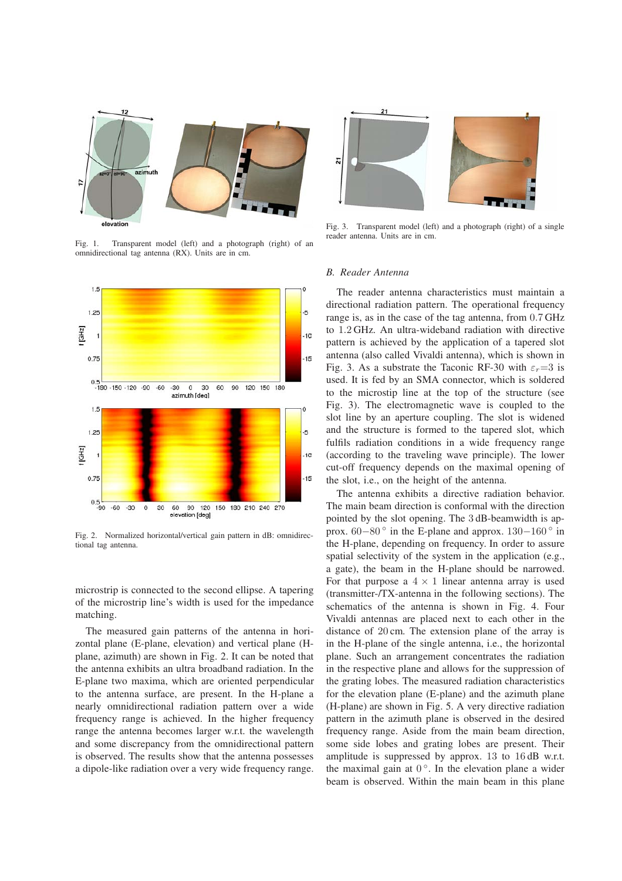Fig. 1. Transparent model (left) and a photograph (right) of an omnidirectional tag antenna (RX). Units are in cm.

Fig. 2. Normalized horizontal/vertical gain pattern in dB: omnidirectional tag antenna.

microstrip is connected to the second ellipse. A tapering of the microstrip line's width is used for the impedance matching.

The measured gain patterns of the antenna in horizontal plane (E-plane, elevation) and vertical plane (H-plane, azimuth) are shown in Fig. 2. It can be noted that the antenna exhibits an ultra broadband radiation. In the E-plane two maxima, which are oriented perpendicular to the antenna surface, are present. In the H-plane a nearly omnidirectional radiation pattern over a wide frequency range is achieved. In the higher frequency range the antenna becomes larger w.r.t. the wavelength and some discrepancy from the omnidirectional pattern is observed. The results show that the antenna possesses a dipole-like radiation over a very wide frequency range.

Fig. 3. Transparent model (left) and a photograph (right) of a single reader antenna. Units are in cm.

### *B. Reader Antenna*

The reader antenna characteristics must maintain a directional radiation pattern. The operational frequency range is, as in the case of the tag antenna, from 0.7 GHz to 1.2 GHz. An ultra-wideband radiation with directive pattern is achieved by the application of a tapered slot antenna (also called Vivaldi antenna), which is shown in Fig. 3. As a substrate the Taconic RF-30 with $\varepsilon_r$=3 is used. It is fed by an SMA connector, which is soldered to the microstip line at the top of the structure (see Fig. 3). The electromagnetic wave is coupled to the slot line by an aperture coupling. The slot is widened and the structure is formed to the tapered slot, which fulfils radiation conditions in a wide frequency range (according to the traveling wave principle). The lower cut-off frequency depends on the maximal opening of the slot, i.e., on the height of the antenna.

The antenna exhibits a directive radiation behavior. The main beam direction is conformal with the direction pointed by the slot opening. The 3 dB-beamwidth is approx. $60-80\,^\circ$ in the E-plane and approx. $130-160\,^\circ$ in the H-plane, depending on frequency. In order to assure spatial selectivity of the system in the application (e.g., a gate), the beam in the H-plane should be narrowed. For that purpose a $4 \times 1$ linear antenna array is used (transmitter-/TX-antenna in the following sections). The schematics of the antenna is shown in Fig. 4. Four Vivaldi antennas are placed next to each other in the distance of 20 cm. The extension plane of the array is in the H-plane of the single antenna, i.e., the horizontal plane. Such an arrangement concentrates the radiation in the respective plane and allows for the suppression of the grating lobes. The measured radiation characteristics for the elevation plane (E-plane) and the azimuth plane (H-plane) are shown in Fig. 5. A very directive radiation pattern in the azimuth plane is observed in the desired frequency range. Aside from the main beam direction, some side lobes and grating lobes are present. Their amplitude is suppressed by approx. 13 to 16 dB w.r.t. the maximal gain at $0\,^\circ$. In the elevation plane a wider beam is observed. Within the main beam in this plane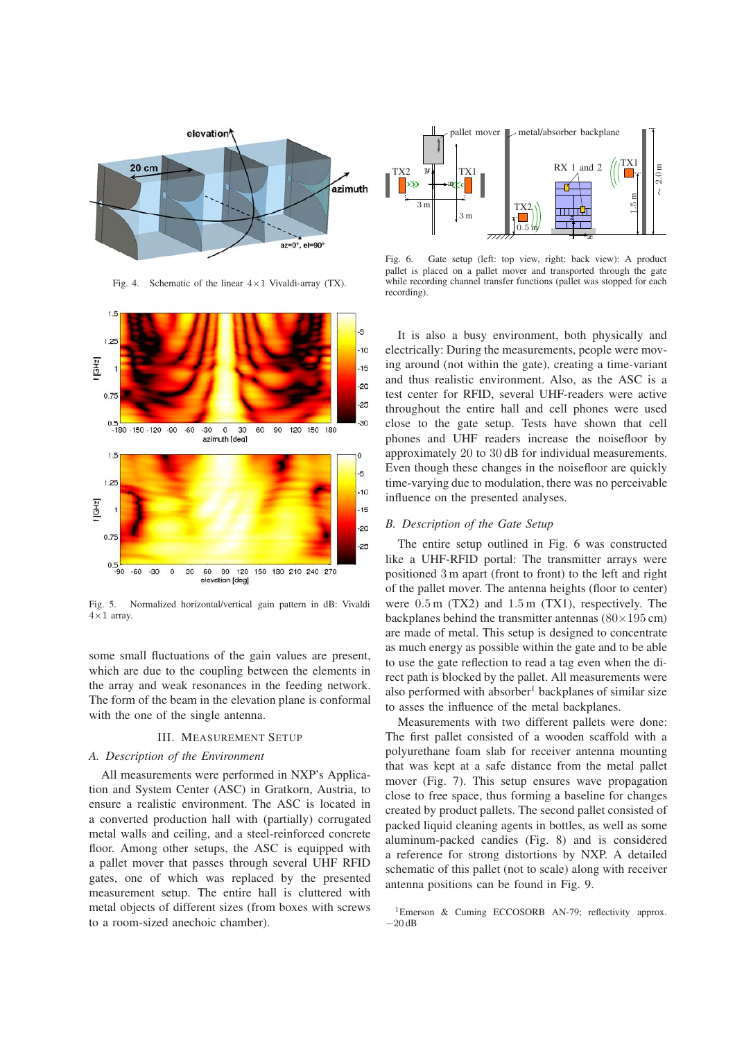Fig. 4. Schematic of the linear 4×1 Vivaldi-array (TX).

Fig. 5. Normalized horizontal/vertical gain pattern in dB: Vivaldi 4×1 array.

some small fluctuations of the gain values are present, which are due to the coupling between the elements in the array and weak resonances in the feeding network. The form of the beam in the elevation plane is conformal with the one of the single antenna.

## III. Measurement Setup

### A. Description of the Environment

All measurements were performed in NXP's Application and System Center (ASC) in Gratkorn, Austria, to ensure a realistic environment. The ASC is located in a converted production hall with (partially) corrugated metal walls and ceiling, and a steel-reinforced concrete floor. Among other setups, the ASC is equipped with a pallet mover that passes through several UHF RFID gates, one of which was replaced by the presented measurement setup. The entire hall is cluttered with metal objects of different sizes (from boxes with screws to a room-sized anechoic chamber).

Fig. 6. Gate setup (left: top view, right: back view): A product pallet is placed on a pallet mover and transported through the gate while recording channel transfer functions (pallet was stopped for each recording).

It is also a busy environment, both physically and electrically: During the measurements, people were moving around (not within the gate), creating a time-variant and thus realistic environment. Also, as the ASC is a test center for RFID, several UHF-readers were active throughout the entire hall and cell phones were used close to the gate setup. Tests have shown that cell phones and UHF readers increase the noisefloor by approximately 20 to 30 dB for individual measurements. Even though these changes in the noisefloor are quickly time-varying due to modulation, there was no perceivable influence on the presented analyses.

### B. Description of the Gate Setup

The entire setup outlined in Fig. 6 was constructed like a UHF-RFID portal: The transmitter arrays were positioned 3 m apart (front to front) to the left and right of the pallet mover. The antenna heights (floor to center) were 0.5 m (TX2) and 1.5 m (TX1), respectively. The backplanes behind the transmitter antennas (80×195 cm) are made of metal. This setup is designed to concentrate as much energy as possible within the gate and to be able to use the gate reflection to read a tag even when the direct path is blocked by the pallet. All measurements were also performed with absorber[1] backplanes of similar size to asses the influence of the metal backplanes.

Measurements with two different pallets were done: The first pallet consisted of a wooden scaffold with a polyurethane foam slab for receiver antenna mounting that was kept at a safe distance from the metal pallet mover (Fig. 7). This setup ensures wave propagation close to free space, thus forming a baseline for changes created by product pallets. The second pallet consisted of packed liquid cleaning agents in bottles, as well as some aluminum-packed candies (Fig. 8) and is considered a reference for strong distortions by NXP. A detailed schematic of this pallet (not to scale) along with receiver antenna positions can be found in Fig. 9.

[1] Emerson & Cuming ECCOSORB AN-79; reflectivity approx. −20 dB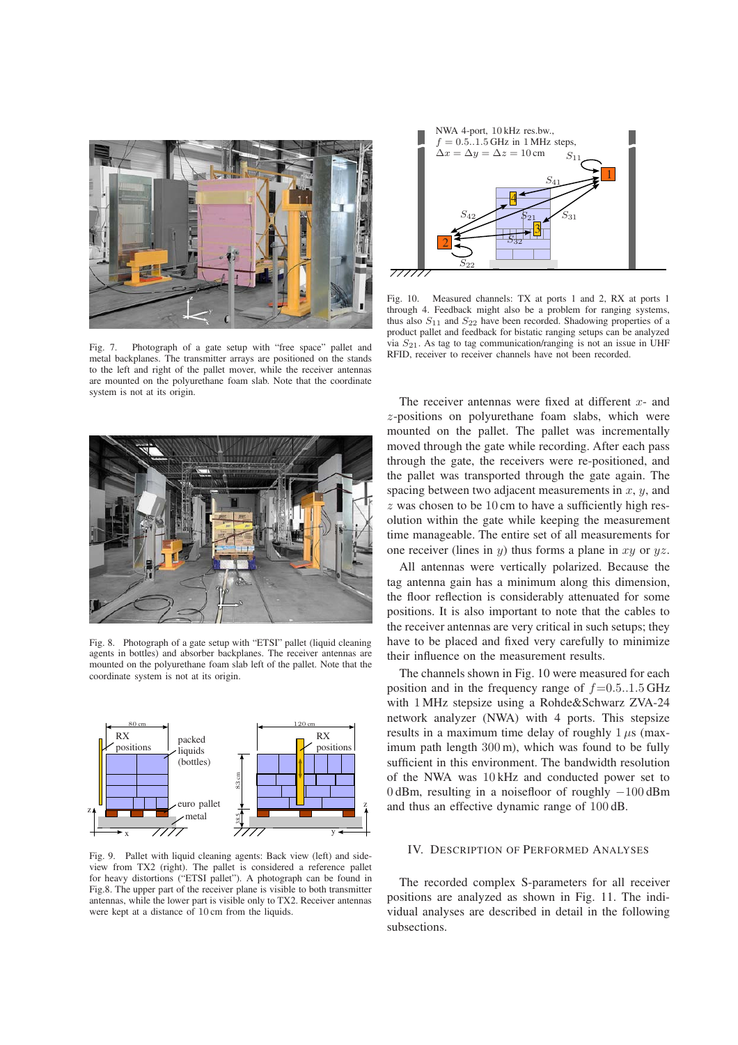Fig. 7. Photograph of a gate setup with "free space" pallet and metal backplanes. The transmitter arrays are positioned on the stands to the left and right of the pallet mover, while the receiver antennas are mounted on the polyurethane foam slab. Note that the coordinate system is not at its origin.

Fig. 8. Photograph of a gate setup with "ETSI" pallet (liquid cleaning agents in bottles) and absorber backplanes. The receiver antennas are mounted on the polyurethane foam slab left of the pallet. Note that the coordinate system is not at its origin.

Fig. 9. Pallet with liquid cleaning agents: Back view (left) and side-view from TX2 (right). The pallet is considered a reference pallet for heavy distortions ("ETSI pallet"). A photograph can be found in Fig.8. The upper part of the receiver plane is visible to both transmitter antennas, while the lower part is visible only to TX2. Receiver antennas were kept at a distance of 10 cm from the liquids.

Fig. 10. Measured channels: TX at ports 1 and 2, RX at ports 1 through 4. Feedback might also be a problem for ranging systems, thus also $S_{11}$ and $S_{22}$ have been recorded. Shadowing properties of a product pallet and feedback for bistatic ranging setups can be analyzed via $S_{21}$. As tag to tag communication/ranging is not an issue in UHF RFID, receiver to receiver channels have not been recorded.

The receiver antennas were fixed at different $x$- and $z$-positions on polyurethane foam slabs, which were mounted on the pallet. The pallet was incrementally moved through the gate while recording. After each pass through the gate, the receivers were re-positioned, and the pallet was transported through the gate again. The spacing between two adjacent measurements in $x$, $y$, and $z$ was chosen to be 10 cm to have a sufficiently high resolution within the gate while keeping the measurement time manageable. The entire set of all measurements for one receiver (lines in $y$) thus forms a plane in $xy$ or $yz$.

All antennas were vertically polarized. Because the tag antenna gain has a minimum along this dimension, the floor reflection is considerably attenuated for some positions. It is also important to note that the cables to the receiver antennas are very critical in such setups; they have to be placed and fixed very carefully to minimize their influence on the measurement results.

The channels shown in Fig. 10 were measured for each position and in the frequency range of $f$=0.5..1.5 GHz with 1 MHz stepsize using a Rohde&Schwarz ZVA-24 network analyzer (NWA) with 4 ports. This stepsize results in a maximum time delay of roughly 1 $\mu$s (maximum path length 300 m), which was found to be fully sufficient in this environment. The bandwidth resolution of the NWA was 10 kHz and conducted power set to 0 dBm, resulting in a noisefloor of roughly $-100$ dBm and thus an effective dynamic range of 100 dB.

## IV. Description of Performed Analyses

The recorded complex S-parameters for all receiver positions are analyzed as shown in Fig. 11. The individual analyses are described in detail in the following subsections.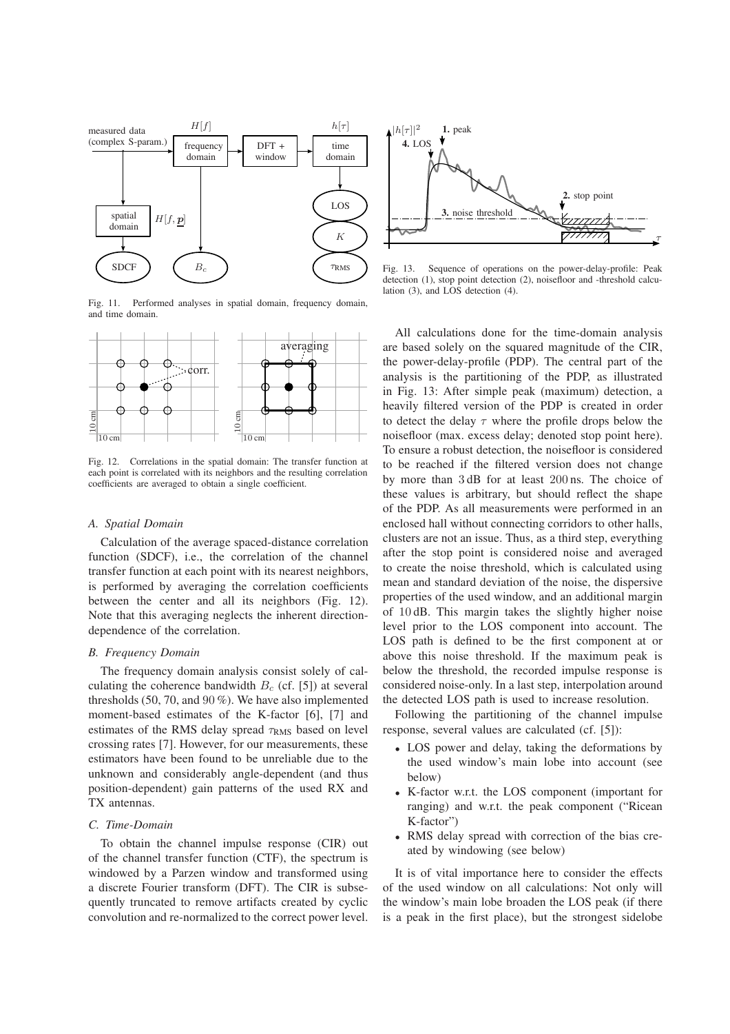Fig. 11. Performed analyses in spatial domain, frequency domain, and time domain.

Fig. 12. Correlations in the spatial domain: The transfer function at each point is correlated with its neighbors and the resulting correlation coefficients are averaged to obtain a single coefficient.

### A. Spatial Domain

Calculation of the average spaced-distance correlation function (SDCF), i.e., the correlation of the channel transfer function at each point with its nearest neighbors, is performed by averaging the correlation coefficients between the center and all its neighbors (Fig. 12). Note that this averaging neglects the inherent direction-dependence of the correlation.

### B. Frequency Domain

The frequency domain analysis consist solely of calculating the coherence bandwidth $B_c$ (cf. [5]) at several thresholds (50, 70, and 90 %). We have also implemented moment-based estimates of the K-factor [6], [7] and estimates of the RMS delay spread $\tau_{\text{RMS}}$ based on level crossing rates [7]. However, for our measurements, these estimators have been found to be unreliable due to the unknown and considerably angle-dependent (and thus position-dependent) gain patterns of the used RX and TX antennas.

### C. Time-Domain

To obtain the channel impulse response (CIR) out of the channel transfer function (CTF), the spectrum is windowed by a Parzen window and transformed using a discrete Fourier transform (DFT). The CIR is subsequently truncated to remove artifacts created by cyclic convolution and re-normalized to the correct power level.

Fig. 13. Sequence of operations on the power-delay-profile: Peak detection (1), stop point detection (2), noisefloor and -threshold calculation (3), and LOS detection (4).

All calculations done for the time-domain analysis are based solely on the squared magnitude of the CIR, the power-delay-profile (PDP). The central part of the analysis is the partitioning of the PDP, as illustrated in Fig. 13: After simple peak (maximum) detection, a heavily filtered version of the PDP is created in order to detect the delay $\tau$ where the profile drops below the noisefloor (max. excess delay; denoted stop point here). To ensure a robust detection, the noisefloor is considered to be reached if the filtered version does not change by more than 3 dB for at least 200 ns. The choice of these values is arbitrary, but should reflect the shape of the PDP. As all measurements were performed in an enclosed hall without connecting corridors to other halls, clusters are not an issue. Thus, as a third step, everything after the stop point is considered noise and averaged to create the noise threshold, which is calculated using mean and standard deviation of the noise, the dispersive properties of the used window, and an additional margin of 10 dB. This margin takes the slightly higher noise level prior to the LOS component into account. The LOS path is defined to be the first component at or above this noise threshold. If the maximum peak is below the threshold, the recorded impulse response is considered noise-only. In a last step, interpolation around the detected LOS path is used to increase resolution.

Following the partitioning of the channel impulse response, several values are calculated (cf. [5]):

- LOS power and delay, taking the deformations by the used window's main lobe into account (see below)
- K-factor w.r.t. the LOS component (important for ranging) and w.r.t. the peak component ("Ricean K-factor")
- RMS delay spread with correction of the bias created by windowing (see below)

It is of vital importance here to consider the effects of the used window on all calculations: Not only will the window's main lobe broaden the LOS peak (if there is a peak in the first place), but the strongest sidelobe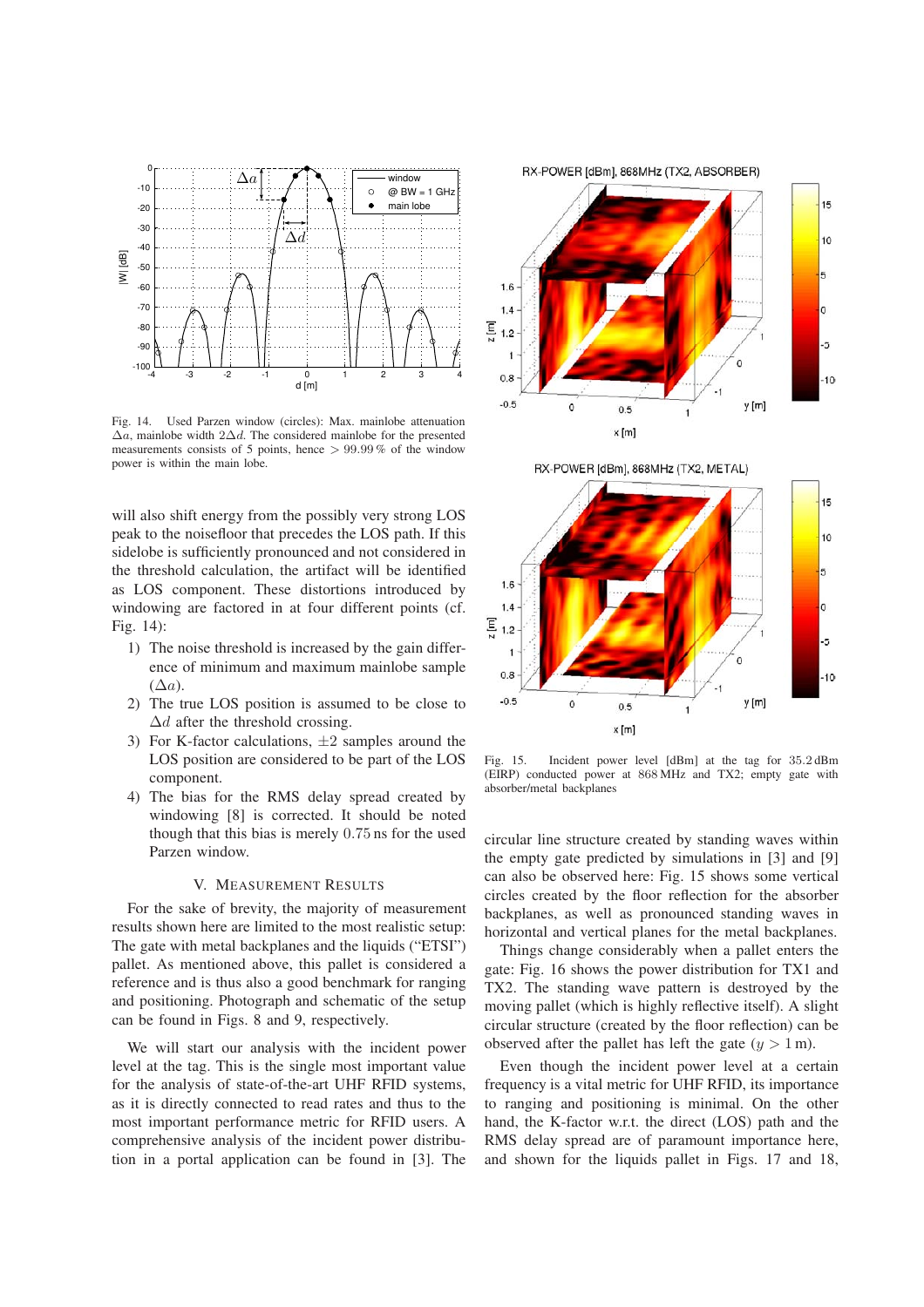Fig. 14. Used Parzen window (circles): Max. mainlobe attenuation $\Delta a$, mainlobe width $2\Delta d$. The considered mainlobe for the presented measurements consists of 5 points, hence $> 99.99\,\%$ of the window power is within the main lobe.

will also shift energy from the possibly very strong LOS peak to the noisefloor that precedes the LOS path. If this sidelobe is sufficiently pronounced and not considered in the threshold calculation, the artifact will be identified as LOS component. These distortions introduced by windowing are factored in at four different points (cf. Fig. 14):

1) The noise threshold is increased by the gain difference of minimum and maximum mainlobe sample ($\Delta a$).
2) The true LOS position is assumed to be close to $\Delta d$ after the threshold crossing.
3) For K-factor calculations, $\pm 2$ samples around the LOS position are considered to be part of the LOS component.
4) The bias for the RMS delay spread created by windowing [8] is corrected. It should be noted though that this bias is merely $0.75$ ns for the used Parzen window.

## V. Measurement Results

For the sake of brevity, the majority of measurement results shown here are limited to the most realistic setup: The gate with metal backplanes and the liquids ("ETSI") pallet. As mentioned above, this pallet is considered a reference and is thus also a good benchmark for ranging and positioning. Photograph and schematic of the setup can be found in Figs. 8 and 9, respectively.

We will start our analysis with the incident power level at the tag. This is the single most important value for the analysis of state-of-the-art UHF RFID systems, as it is directly connected to read rates and thus to the most important performance metric for RFID users. A comprehensive analysis of the incident power distribution in a portal application can be found in [3]. The circular line structure created by standing waves within the empty gate predicted by simulations in [3] and [9] can also be observed here: Fig. 15 shows some vertical circles created by the floor reflection for the absorber backplanes, as well as pronounced standing waves in horizontal and vertical planes for the metal backplanes.

Fig. 15. Incident power level [dBm] at the tag for $35.2\,$dBm (EIRP) conducted power at $868\,$MHz and TX2; empty gate with absorber/metal backplanes

Things change considerably when a pallet enters the gate: Fig. 16 shows the power distribution for TX1 and TX2. The standing wave pattern is destroyed by the moving pallet (which is highly reflective itself). A slight circular structure (created by the floor reflection) can be observed after the pallet has left the gate ($y > 1\,$m).

Even though the incident power level at a certain frequency is a vital metric for UHF RFID, its importance to ranging and positioning is minimal. On the other hand, the K-factor w.r.t. the direct (LOS) path and the RMS delay spread are of paramount importance here, and shown for the liquids pallet in Figs. 17 and 18,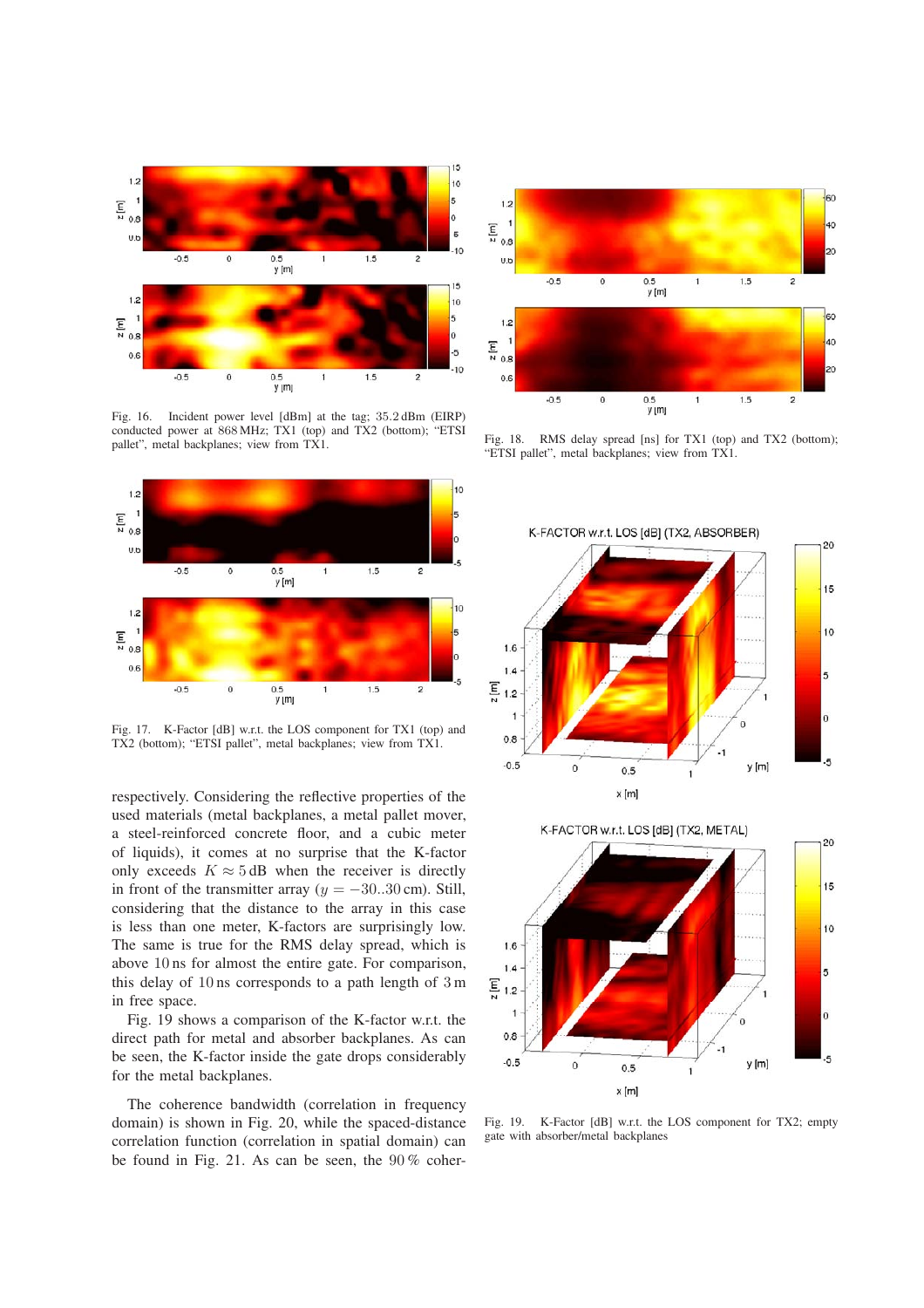Fig. 16. Incident power level [dBm] at the tag; 35.2 dBm (EIRP) conducted power at 868 MHz; TX1 (top) and TX2 (bottom); "ETSI pallet", metal backplanes; view from TX1.

Fig. 17. K-Factor [dB] w.r.t. the LOS component for TX1 (top) and TX2 (bottom); "ETSI pallet", metal backplanes; view from TX1.

Fig. 18. RMS delay spread [ns] for TX1 (top) and TX2 (bottom); "ETSI pallet", metal backplanes; view from TX1.

Fig. 19. K-Factor [dB] w.r.t. the LOS component for TX2; empty gate with absorber/metal backplanes

respectively. Considering the reflective properties of the used materials (metal backplanes, a metal pallet mover, a steel-reinforced concrete floor, and a cubic meter of liquids), it comes as no surprise that the K-factor only exceeds $K \approx 5$ dB when the receiver is directly in front of the transmitter array ($y = -30..30$ cm). Still, considering that the distance to the array in this case is less than one meter, K-factors are surprisingly low. The same is true for the RMS delay spread, which is above 10 ns for almost the entire gate. For comparison, this delay of 10 ns corresponds to a path length of 3 m in free space.

Fig. 19 shows a comparison of the K-factor w.r.t. the direct path for metal and absorber backplanes. As can be seen, the K-factor inside the gate drops considerably for the metal backplanes.

The coherence bandwidth (correlation in frequency domain) is shown in Fig. 20, while the spaced-distance correlation function (correlation in spatial domain) can be found in Fig. 21. As can be seen, the 90 % coher-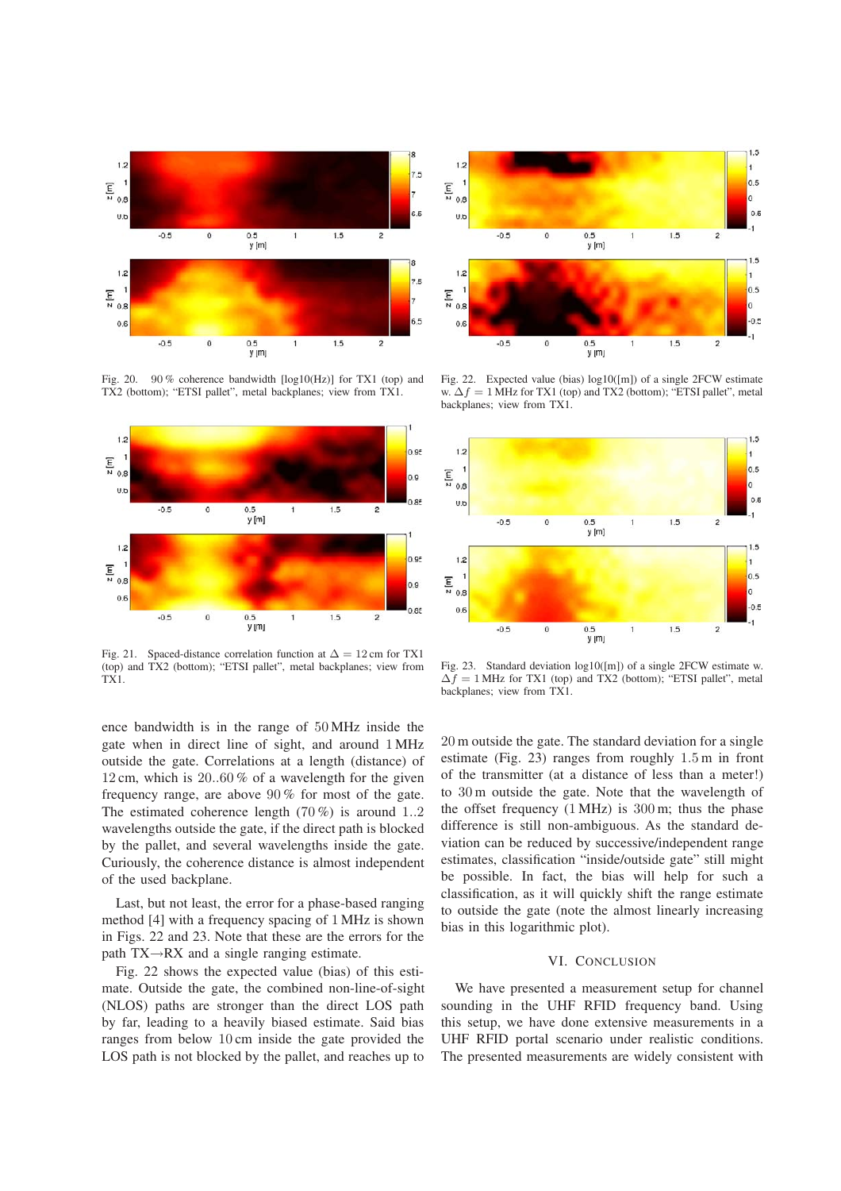Fig. 20. 90 % coherence bandwidth [log10(Hz)] for TX1 (top) and TX2 (bottom); "ETSI pallet", metal backplanes; view from TX1.

Fig. 21. Spaced-distance correlation function at $\Delta = 12$ cm for TX1 (top) and TX2 (bottom); "ETSI pallet", metal backplanes; view from TX1.

Fig. 22. Expected value (bias) log10([m]) of a single 2FCW estimate w. $\Delta f = 1$ MHz for TX1 (top) and TX2 (bottom); "ETSI pallet", metal backplanes; view from TX1.

Fig. 23. Standard deviation log10([m]) of a single 2FCW estimate w. $\Delta f = 1$ MHz for TX1 (top) and TX2 (bottom); "ETSI pallet", metal backplanes; view from TX1.

ence bandwidth is in the range of 50 MHz inside the gate when in direct line of sight, and around 1 MHz outside the gate. Correlations at a length (distance) of 12 cm, which is 20..60 % of a wavelength for the given frequency range, are above 90 % for most of the gate. The estimated coherence length (70 %) is around 1..2 wavelengths outside the gate, if the direct path is blocked by the pallet, and several wavelengths inside the gate. Curiously, the coherence distance is almost independent of the used backplane.

Last, but not least, the error for a phase-based ranging method [4] with a frequency spacing of 1 MHz is shown in Figs. 22 and 23. Note that these are the errors for the path TX→RX and a single ranging estimate.

Fig. 22 shows the expected value (bias) of this estimate. Outside the gate, the combined non-line-of-sight (NLOS) paths are stronger than the direct LOS path by far, leading to a heavily biased estimate. Said bias ranges from below 10 cm inside the gate provided the LOS path is not blocked by the pallet, and reaches up to 20 m outside the gate. The standard deviation for a single estimate (Fig. 23) ranges from roughly 1.5 m in front of the transmitter (at a distance of less than a meter!) to 30 m outside the gate. Note that the wavelength of the offset frequency (1 MHz) is 300 m; thus the phase difference is still non-ambiguous. As the standard deviation can be reduced by successive/independent range estimates, classification "inside/outside gate" still might be possible. In fact, the bias will help for such a classification, as it will quickly shift the range estimate to outside the gate (note the almost linearly increasing bias in this logarithmic plot).

## VI. Conclusion

We have presented a measurement setup for channel sounding in the UHF RFID frequency band. Using this setup, we have done extensive measurements in a UHF RFID portal scenario under realistic conditions. The presented measurements are widely consistent with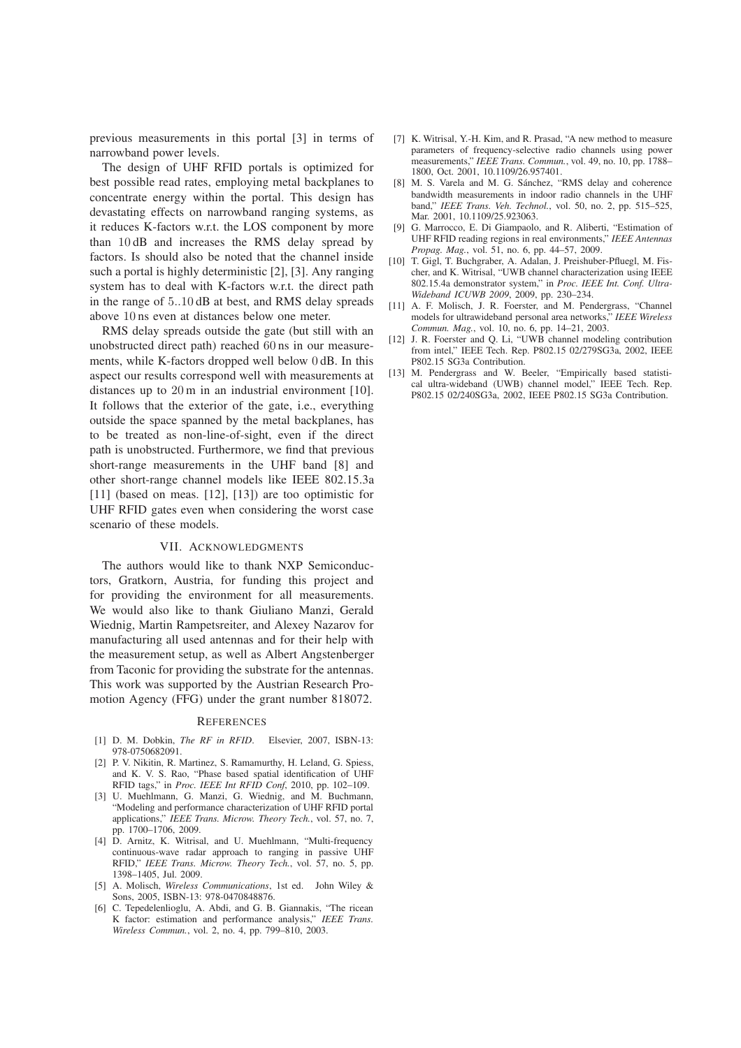previous measurements in this portal [3] in terms of narrowband power levels.

The design of UHF RFID portals is optimized for best possible read rates, employing metal backplanes to concentrate energy within the portal. This design has devastating effects on narrowband ranging systems, as it reduces K-factors w.r.t. the LOS component by more than $10\,\mathrm{dB}$ and increases the RMS delay spread by factors. Is should also be noted that the channel inside such a portal is highly deterministic [2], [3]. Any ranging system has to deal with K-factors w.r.t. the direct path in the range of $5..10\,\mathrm{dB}$ at best, and RMS delay spreads above $10\,\mathrm{ns}$ even at distances below one meter.

RMS delay spreads outside the gate (but still with an unobstructed direct path) reached $60\,\mathrm{ns}$ in our measurements, while K-factors dropped well below $0\,\mathrm{dB}$. In this aspect our results correspond well with measurements at distances up to $20\,\mathrm{m}$ in an industrial environment [10]. It follows that the exterior of the gate, i.e., everything outside the space spanned by the metal backplanes, has to be treated as non-line-of-sight, even if the direct path is unobstructed. Furthermore, we find that previous short-range measurements in the UHF band [8] and other short-range channel models like IEEE 802.15.3a [11] (based on meas. [12], [13]) are too optimistic for UHF RFID gates even when considering the worst case scenario of these models.

## VII. Acknowledgments

The authors would like to thank NXP Semiconductors, Gratkorn, Austria, for funding this project and for providing the environment for all measurements. We would also like to thank Giuliano Manzi, Gerald Wiednig, Martin Rampetsreiter, and Alexey Nazarov for manufacturing all used antennas and for their help with the measurement setup, as well as Albert Angstenberger from Taconic for providing the substrate for the antennas. This work was supported by the Austrian Research Promotion Agency (FFG) under the grant number 818072.

## References

[1] D. M. Dobkin, *The RF in RFID*. Elsevier, 2007, ISBN-13: 978-0750682091.

[2] P. V. Nikitin, R. Martinez, S. Ramamurthy, H. Leland, G. Spiess, and K. V. S. Rao, "Phase based spatial identification of UHF RFID tags," in *Proc. IEEE Int RFID Conf*, 2010, pp. 102–109.

[3] U. Muehlmann, G. Manzi, G. Wiednig, and M. Buchmann, "Modeling and performance characterization of UHF RFID portal applications," *IEEE Trans. Microw. Theory Tech.*, vol. 57, no. 7, pp. 1700–1706, 2009.

[4] D. Arnitz, K. Witrisal, and U. Muehlmann, "Multi-frequency continuous-wave radar approach to ranging in passive UHF RFID," *IEEE Trans. Microw. Theory Tech.*, vol. 57, no. 5, pp. 1398–1405, Jul. 2009.

[5] A. Molisch, *Wireless Communications*, 1st ed. John Wiley & Sons, 2005, ISBN-13: 978-0470848876.

[6] C. Tepedelenlioglu, A. Abdi, and G. B. Giannakis, "The ricean K factor: estimation and performance analysis," *IEEE Trans. Wireless Commun.*, vol. 2, no. 4, pp. 799–810, 2003.

[7] K. Witrisal, Y.-H. Kim, and R. Prasad, "A new method to measure parameters of frequency-selective radio channels using power measurements," *IEEE Trans. Commun.*, vol. 49, no. 10, pp. 1788–1800, Oct. 2001, 10.1109/26.957401.

[8] M. S. Varela and M. G. Sánchez, "RMS delay and coherence bandwidth measurements in indoor radio channels in the UHF band," *IEEE Trans. Veh. Technol.*, vol. 50, no. 2, pp. 515–525, Mar. 2001, 10.1109/25.923063.

[9] G. Marrocco, E. Di Giampaolo, and R. Aliberti, "Estimation of UHF RFID reading regions in real environments," *IEEE Antennas Propag. Mag.*, vol. 51, no. 6, pp. 44–57, 2009.

[10] T. Gigl, T. Buchgraber, A. Adalan, J. Preishuber-Pfluegl, M. Fischer, and K. Witrisal, "UWB channel characterization using IEEE 802.15.4a demonstrator system," in *Proc. IEEE Int. Conf. Ultra-Wideband ICUWB 2009*, 2009, pp. 230–234.

[11] A. F. Molisch, J. R. Foerster, and M. Pendergrass, "Channel models for ultrawideband personal area networks," *IEEE Wireless Commun. Mag.*, vol. 10, no. 6, pp. 14–21, 2003.

[12] J. R. Foerster and Q. Li, "UWB channel modeling contribution from intel," IEEE Tech. Rep. P802.15 02/279SG3a, 2002, IEEE P802.15 SG3a Contribution.

[13] M. Pendergrass and W. Beeler, "Empirically based statistical ultra-wideband (UWB) channel model," IEEE Tech. Rep. P802.15 02/240SG3a, 2002, IEEE P802.15 SG3a Contribution.